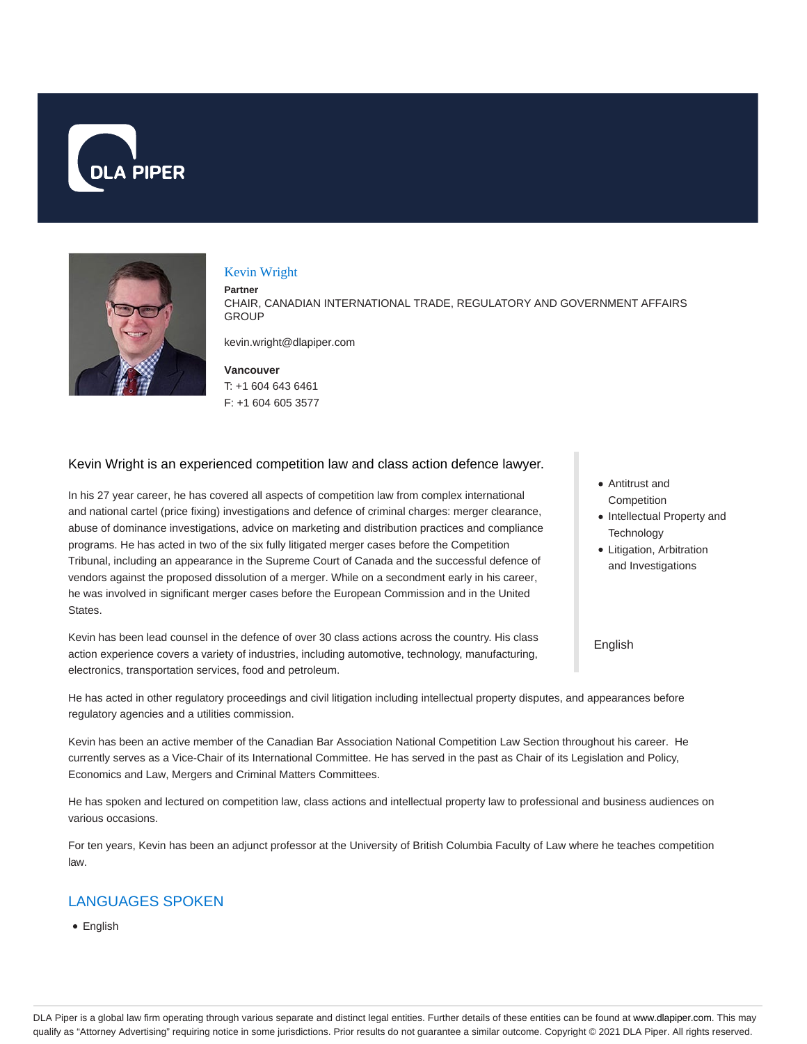# Kevin Wright

**Partner**

CHAIR, CANADIAN INTERNATIONAL TRADE, REGULATORY AND GOVERNMENT AFFAIRS GROUP

kevin.wright@dlapiper.com

**Vancouver**

T: +1 604 643 6461

F: +1 604 605 3577

- Antitrust and Competition
- Intellectual Property and Technology
- Litigation, Arbitration and Investigations

English

Kevin Wright is an experienced competition law and class action defence lawyer.

In his 27 year career, he has covered all aspects of competition law from complex international and national cartel (price fixing) investigations and defence of criminal charges: merger clearance, abuse of dominance investigations, advice on marketing and distribution practices and compliance programs. He has acted in two of the six fully litigated merger cases before the Competition Tribunal, including an appearance in the Supreme Court of Canada and the successful defence of vendors against the proposed dissolution of a merger. While on a secondment early in his career, he was involved in significant merger cases before the European Commission and in the United States.

Kevin has been lead counsel in the defence of over 30 class actions across the country. His class action experience covers a variety of industries, including automotive, technology, manufacturing, electronics, transportation services, food and petroleum.

He has acted in other regulatory proceedings and civil litigation including intellectual property disputes, and appearances before regulatory agencies and a utilities commission.

Kevin has been an active member of the Canadian Bar Association National Competition Law Section throughout his career. He currently serves as a Vice-Chair of its International Committee. He has served in the past as Chair of its Legislation and Policy, Economics and Law, Mergers and Criminal Matters Committees.

He has spoken and lectured on competition law, class actions and intellectual property law to professional and business audiences on various occasions.

For ten years, Kevin has been an adjunct professor at the University of British Columbia Faculty of Law where he teaches competition law.

## LANGUAGES SPOKEN

- English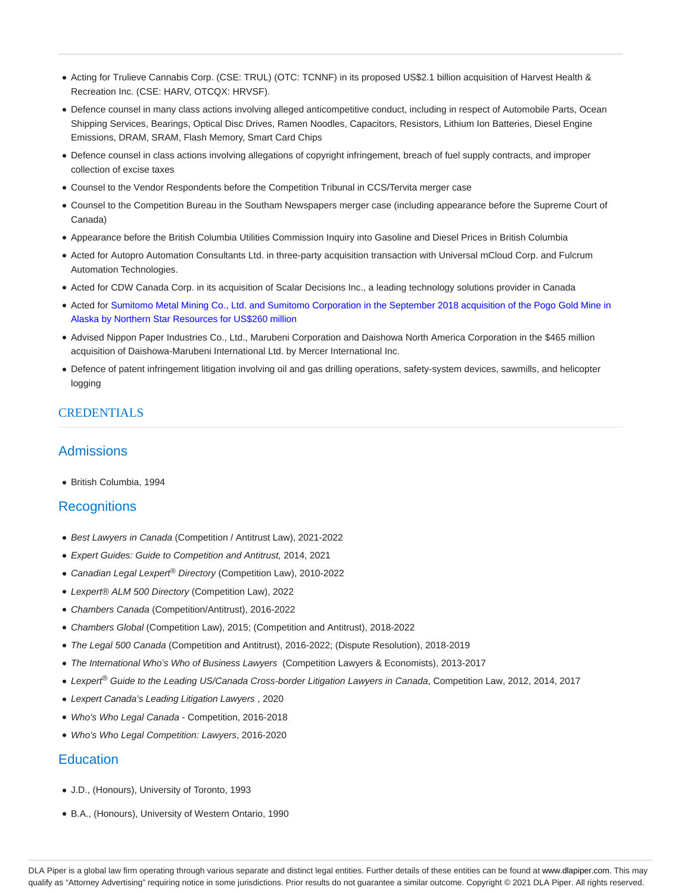- Acting for Trulieve Cannabis Corp. (CSE: TRUL) (OTC: TCNNF) in its proposed US$2.1 billion acquisition of Harvest Health & Recreation Inc. (CSE: HARV, OTCQX: HRVSF).
- Defence counsel in many class actions involving alleged anticompetitive conduct, including in respect of Automobile Parts, Ocean Shipping Services, Bearings, Optical Disc Drives, Ramen Noodles, Capacitors, Resistors, Lithium Ion Batteries, Diesel Engine Emissions, DRAM, SRAM, Flash Memory, Smart Card Chips
- Defence counsel in class actions involving allegations of copyright infringement, breach of fuel supply contracts, and improper collection of excise taxes
- Counsel to the Vendor Respondents before the Competition Tribunal in CCS/Tervita merger case
- Counsel to the Competition Bureau in the Southam Newspapers merger case (including appearance before the Supreme Court of Canada)
- Appearance before the British Columbia Utilities Commission Inquiry into Gasoline and Diesel Prices in British Columbia
- Acted for Autopro Automation Consultants Ltd. in three-party acquisition transaction with Universal mCloud Corp. and Fulcrum Automation Technologies.
- Acted for CDW Canada Corp. in its acquisition of Scalar Decisions Inc., a leading technology solutions provider in Canada
- Acted for Sumitomo Metal Mining Co., Ltd. and Sumitomo Corporation in the September 2018 acquisition of the Pogo Gold Mine in Alaska by Northern Star Resources for US$260 million
- Advised Nippon Paper Industries Co., Ltd., Marubeni Corporation and Daishowa North America Corporation in the $465 million acquisition of Daishowa-Marubeni International Ltd. by Mercer International Inc.
- Defence of patent infringement litigation involving oil and gas drilling operations, safety-system devices, sawmills, and helicopter logging

## CREDENTIALS

### Admissions

- British Columbia, 1994

### Recognitions

- *Best Lawyers in Canada* (Competition / Antitrust Law), 2021-2022
- *Expert Guides: Guide to Competition and Antitrust,* 2014, 2021
- *Canadian Legal Lexpert® Directory* (Competition Law), 2010-2022
- *Lexpert® ALM 500 Directory* (Competition Law), 2022
- *Chambers Canada* (Competition/Antitrust), 2016-2022
- *Chambers Global* (Competition Law), 2015; (Competition and Antitrust), 2018-2022
- *The Legal 500 Canada* (Competition and Antitrust), 2016-2022; (Dispute Resolution), 2018-2019
- *The International Who's Who of Business Lawyers* (Competition Lawyers & Economists), 2013-2017
- *Lexpert® Guide to the Leading US/Canada Cross-border Litigation Lawyers in Canada*, Competition Law, 2012, 2014, 2017
- *Lexpert Canada's Leading Litigation Lawyers* , 2020
- *Who's Who Legal Canada* - Competition, 2016-2018
- *Who's Who Legal Competition: Lawyers*, 2016-2020

### Education

- J.D., (Honours), University of Toronto, 1993
- B.A., (Honours), University of Western Ontario, 1990

DLA Piper is a global law firm operating through various separate and distinct legal entities. Further details of these entities can be found at www.dlapiper.com. This may qualify as "Attorney Advertising" requiring notice in some jurisdictions. Prior results do not guarantee a similar outcome. Copyright © 2021 DLA Piper. All rights reserved.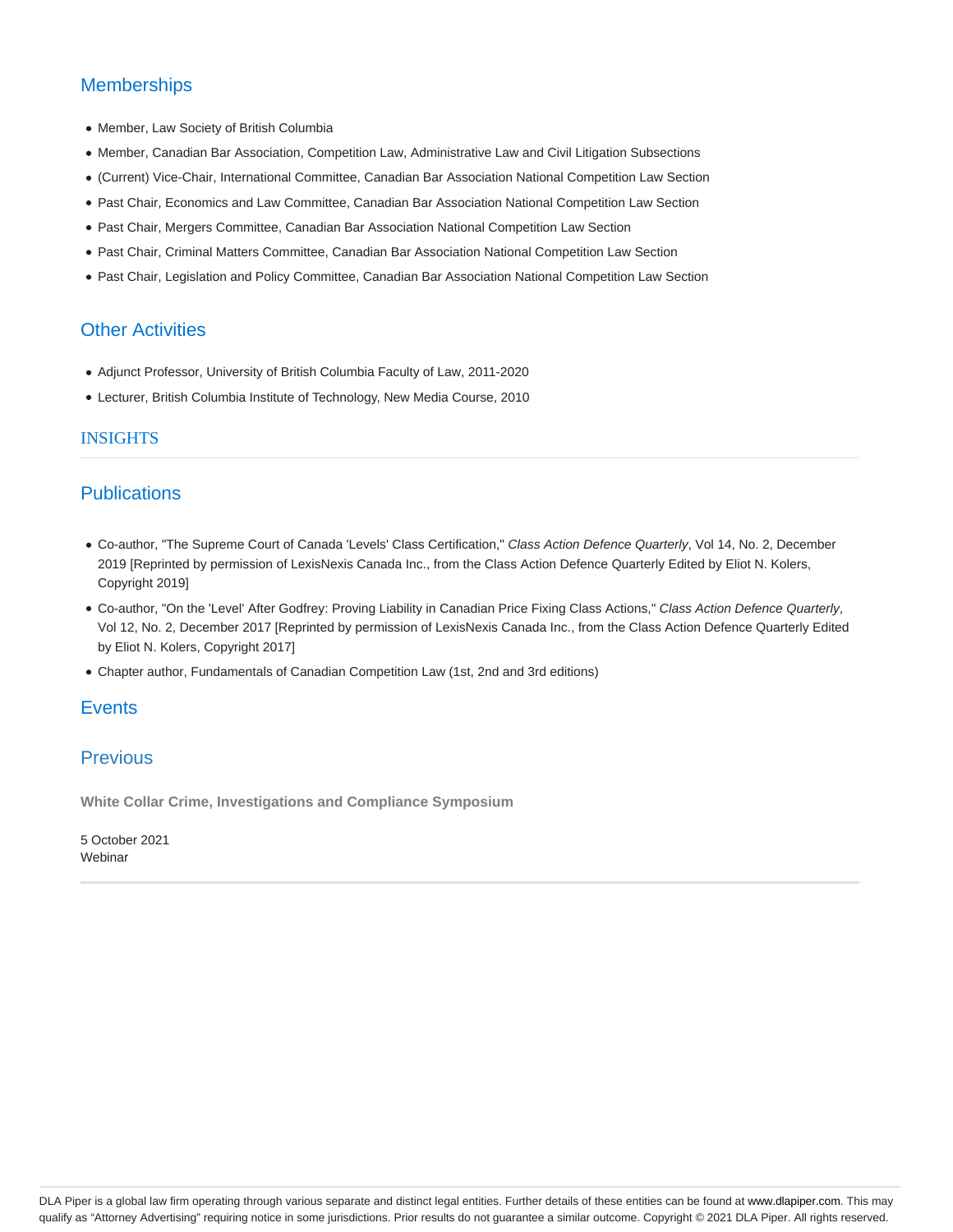## Memberships

- Member, Law Society of British Columbia
- Member, Canadian Bar Association, Competition Law, Administrative Law and Civil Litigation Subsections
- (Current) Vice-Chair, International Committee, Canadian Bar Association National Competition Law Section
- Past Chair, Economics and Law Committee, Canadian Bar Association National Competition Law Section
- Past Chair, Mergers Committee, Canadian Bar Association National Competition Law Section
- Past Chair, Criminal Matters Committee, Canadian Bar Association National Competition Law Section
- Past Chair, Legislation and Policy Committee, Canadian Bar Association National Competition Law Section

## Other Activities

- Adjunct Professor, University of British Columbia Faculty of Law, 2011-2020
- Lecturer, British Columbia Institute of Technology, New Media Course, 2010

## INSIGHTS

## Publications

- Co-author, "The Supreme Court of Canada 'Levels' Class Certification," *Class Action Defence Quarterly*, Vol 14, No. 2, December 2019 [Reprinted by permission of LexisNexis Canada Inc., from the Class Action Defence Quarterly Edited by Eliot N. Kolers, Copyright 2019]
- Co-author, "On the 'Level' After Godfrey: Proving Liability in Canadian Price Fixing Class Actions," *Class Action Defence Quarterly*, Vol 12, No. 2, December 2017 [Reprinted by permission of LexisNexis Canada Inc., from the Class Action Defence Quarterly Edited by Eliot N. Kolers, Copyright 2017]
- Chapter author, Fundamentals of Canadian Competition Law (1st, 2nd and 3rd editions)

## Events

## Previous

**White Collar Crime, Investigations and Compliance Symposium**

5 October 2021
Webinar

DLA Piper is a global law firm operating through various separate and distinct legal entities. Further details of these entities can be found at www.dlapiper.com. This may qualify as "Attorney Advertising" requiring notice in some jurisdictions. Prior results do not guarantee a similar outcome. Copyright © 2021 DLA Piper. All rights reserved.